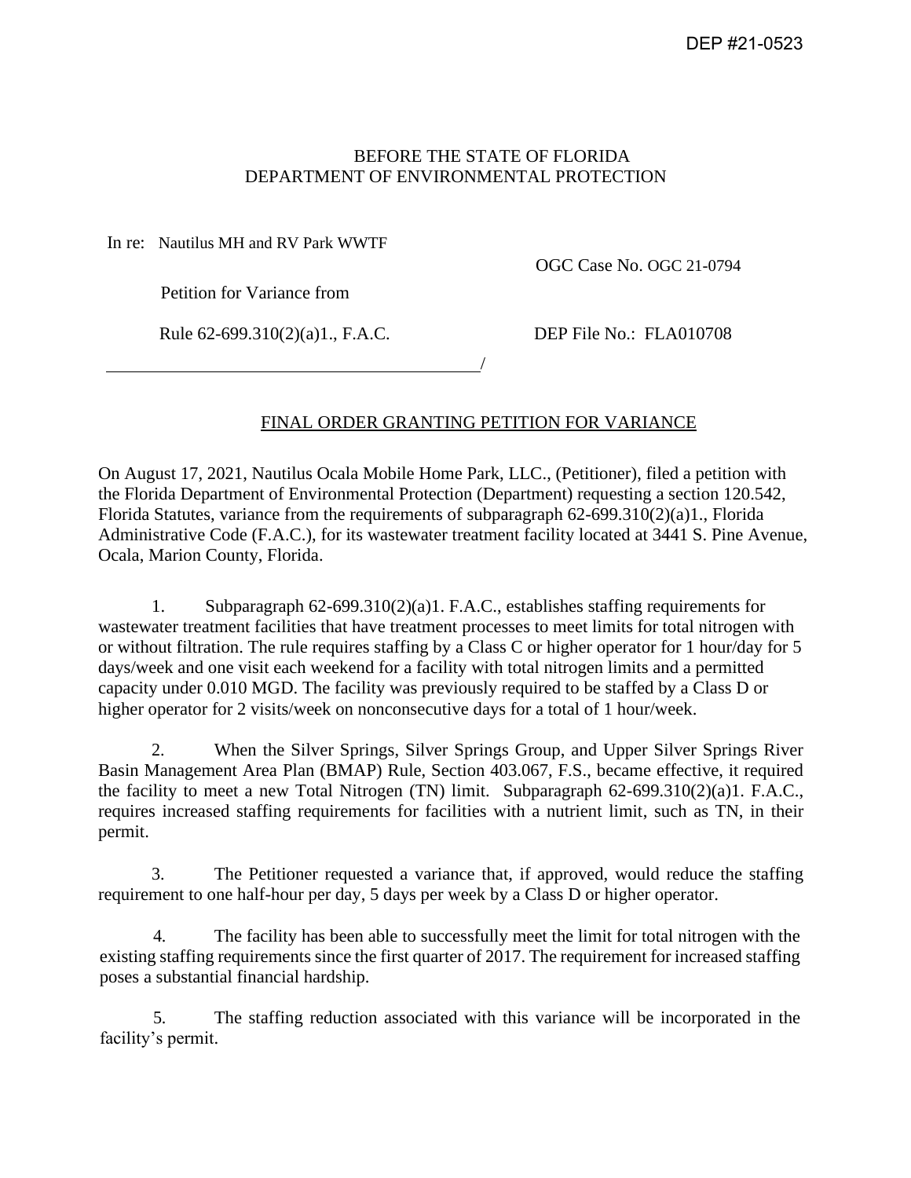DEP #21-0523

BEFORE THE STATE OF FLORIDA
DEPARTMENT OF ENVIRONMENTAL PROTECTION

In re: Nautilus MH and RV Park WWTF

OGC Case No. OGC 21-0794

Petition for Variance from

Rule 62-699.310(2)(a)1., F.A.C.

DEP File No.: FLA010708

______________________________________/

## FINAL ORDER GRANTING PETITION FOR VARIANCE

On August 17, 2021, Nautilus Ocala Mobile Home Park, LLC., (Petitioner), filed a petition with the Florida Department of Environmental Protection (Department) requesting a section 120.542, Florida Statutes, variance from the requirements of subparagraph 62-699.310(2)(a)1., Florida Administrative Code (F.A.C.), for its wastewater treatment facility located at 3441 S. Pine Avenue, Ocala, Marion County, Florida.

1. Subparagraph 62-699.310(2)(a)1. F.A.C., establishes staffing requirements for wastewater treatment facilities that have treatment processes to meet limits for total nitrogen with or without filtration. The rule requires staffing by a Class C or higher operator for 1 hour/day for 5 days/week and one visit each weekend for a facility with total nitrogen limits and a permitted capacity under 0.010 MGD. The facility was previously required to be staffed by a Class D or higher operator for 2 visits/week on nonconsecutive days for a total of 1 hour/week.

2. When the Silver Springs, Silver Springs Group, and Upper Silver Springs River Basin Management Area Plan (BMAP) Rule, Section 403.067, F.S., became effective, it required the facility to meet a new Total Nitrogen (TN) limit. Subparagraph 62-699.310(2)(a)1. F.A.C., requires increased staffing requirements for facilities with a nutrient limit, such as TN, in their permit.

3. The Petitioner requested a variance that, if approved, would reduce the staffing requirement to one half-hour per day, 5 days per week by a Class D or higher operator.

4. The facility has been able to successfully meet the limit for total nitrogen with the existing staffing requirements since the first quarter of 2017. The requirement for increased staffing poses a substantial financial hardship.

5. The staffing reduction associated with this variance will be incorporated in the facility's permit.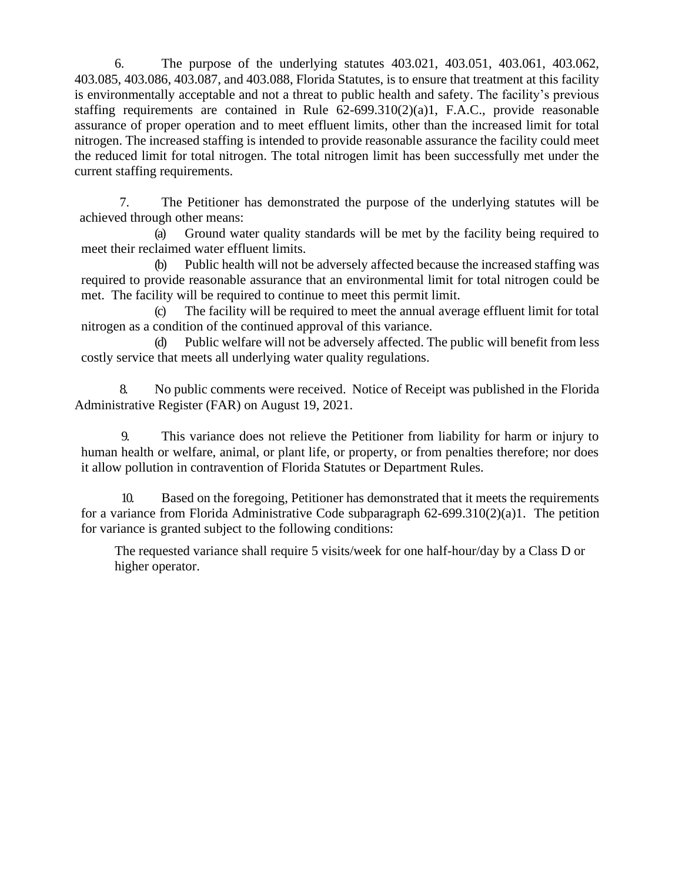6. The purpose of the underlying statutes 403.021, 403.051, 403.061, 403.062, 403.085, 403.086, 403.087, and 403.088, Florida Statutes, is to ensure that treatment at this facility is environmentally acceptable and not a threat to public health and safety. The facility's previous staffing requirements are contained in Rule 62-699.310(2)(a)1, F.A.C., provide reasonable assurance of proper operation and to meet effluent limits, other than the increased limit for total nitrogen. The increased staffing is intended to provide reasonable assurance the facility could meet the reduced limit for total nitrogen. The total nitrogen limit has been successfully met under the current staffing requirements.

7. The Petitioner has demonstrated the purpose of the underlying statutes will be achieved through other means:

(a) Ground water quality standards will be met by the facility being required to meet their reclaimed water effluent limits.

(b) Public health will not be adversely affected because the increased staffing was required to provide reasonable assurance that an environmental limit for total nitrogen could be met. The facility will be required to continue to meet this permit limit.

(c) The facility will be required to meet the annual average effluent limit for total nitrogen as a condition of the continued approval of this variance.

(d) Public welfare will not be adversely affected. The public will benefit from less costly service that meets all underlying water quality regulations.

8. No public comments were received. Notice of Receipt was published in the Florida Administrative Register (FAR) on August 19, 2021.

9. This variance does not relieve the Petitioner from liability for harm or injury to human health or welfare, animal, or plant life, or property, or from penalties therefore; nor does it allow pollution in contravention of Florida Statutes or Department Rules.

10. Based on the foregoing, Petitioner has demonstrated that it meets the requirements for a variance from Florida Administrative Code subparagraph 62-699.310(2)(a)1. The petition for variance is granted subject to the following conditions:

The requested variance shall require 5 visits/week for one half-hour/day by a Class D or higher operator.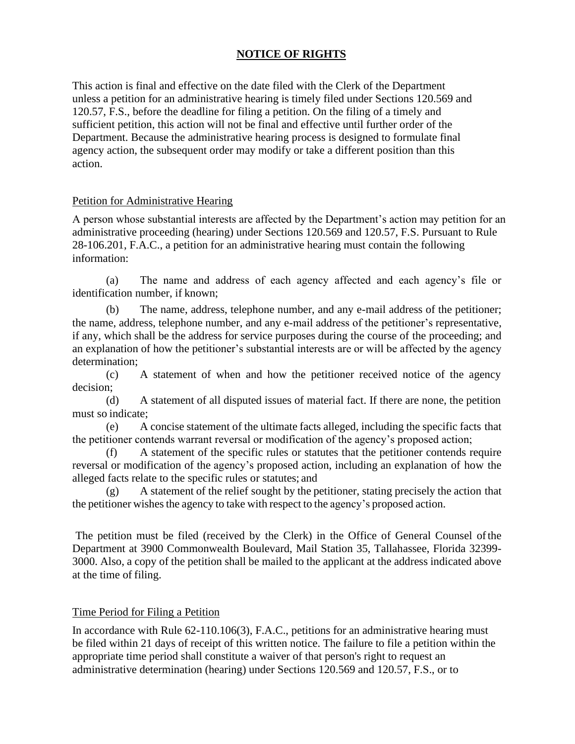## **NOTICE OF RIGHTS**

This action is final and effective on the date filed with the Clerk of the Department unless a petition for an administrative hearing is timely filed under Sections 120.569 and 120.57, F.S., before the deadline for filing a petition. On the filing of a timely and sufficient petition, this action will not be final and effective until further order of the Department. Because the administrative hearing process is designed to formulate final agency action, the subsequent order may modify or take a different position than this action.

### Petition for Administrative Hearing

A person whose substantial interests are affected by the Department's action may petition for an administrative proceeding (hearing) under Sections 120.569 and 120.57, F.S. Pursuant to Rule 28-106.201, F.A.C., a petition for an administrative hearing must contain the following information:

(a) The name and address of each agency affected and each agency's file or identification number, if known;

(b) The name, address, telephone number, and any e-mail address of the petitioner; the name, address, telephone number, and any e-mail address of the petitioner's representative, if any, which shall be the address for service purposes during the course of the proceeding; and an explanation of how the petitioner's substantial interests are or will be affected by the agency determination;

(c) A statement of when and how the petitioner received notice of the agency decision;

(d) A statement of all disputed issues of material fact. If there are none, the petition must so indicate;

(e) A concise statement of the ultimate facts alleged, including the specific facts that the petitioner contends warrant reversal or modification of the agency's proposed action;

(f) A statement of the specific rules or statutes that the petitioner contends require reversal or modification of the agency's proposed action, including an explanation of how the alleged facts relate to the specific rules or statutes; and

(g) A statement of the relief sought by the petitioner, stating precisely the action that the petitioner wishes the agency to take with respect to the agency's proposed action.

The petition must be filed (received by the Clerk) in the Office of General Counsel of the Department at 3900 Commonwealth Boulevard, Mail Station 35, Tallahassee, Florida 32399-3000. Also, a copy of the petition shall be mailed to the applicant at the address indicated above at the time of filing.

### Time Period for Filing a Petition

In accordance with Rule 62-110.106(3), F.A.C., petitions for an administrative hearing must be filed within 21 days of receipt of this written notice. The failure to file a petition within the appropriate time period shall constitute a waiver of that person's right to request an administrative determination (hearing) under Sections 120.569 and 120.57, F.S., or to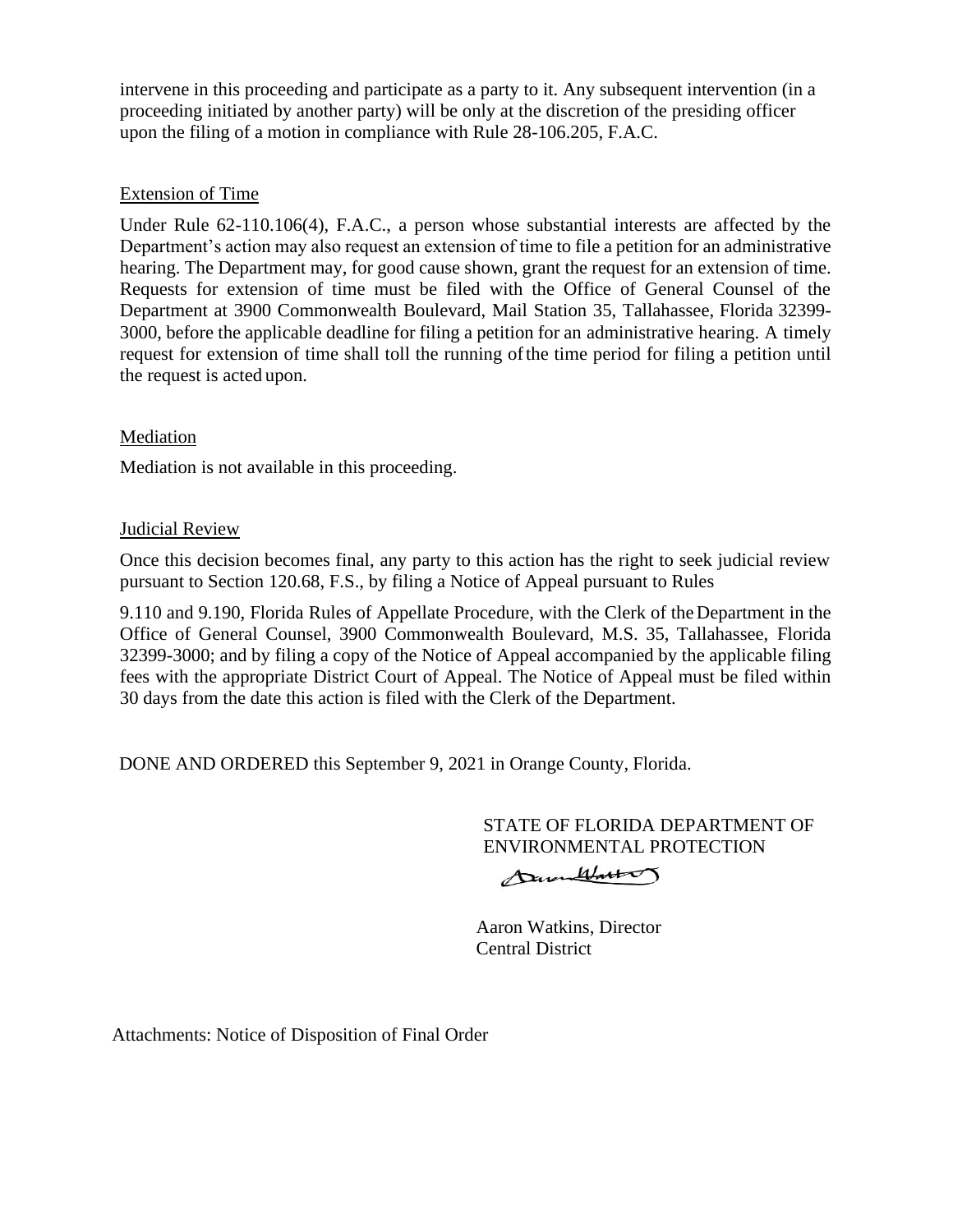intervene in this proceeding and participate as a party to it. Any subsequent intervention (in a proceeding initiated by another party) will be only at the discretion of the presiding officer upon the filing of a motion in compliance with Rule 28-106.205, F.A.C.

Extension of Time

Under Rule 62-110.106(4), F.A.C., a person whose substantial interests are affected by the Department's action may also request an extension of time to file a petition for an administrative hearing. The Department may, for good cause shown, grant the request for an extension of time. Requests for extension of time must be filed with the Office of General Counsel of the Department at 3900 Commonwealth Boulevard, Mail Station 35, Tallahassee, Florida 32399-3000, before the applicable deadline for filing a petition for an administrative hearing. A timely request for extension of time shall toll the running of the time period for filing a petition until the request is acted upon.

Mediation

Mediation is not available in this proceeding.

Judicial Review

Once this decision becomes final, any party to this action has the right to seek judicial review pursuant to Section 120.68, F.S., by filing a Notice of Appeal pursuant to Rules 9.110 and 9.190, Florida Rules of Appellate Procedure, with the Clerk of the Department in the Office of General Counsel, 3900 Commonwealth Boulevard, M.S. 35, Tallahassee, Florida 32399-3000; and by filing a copy of the Notice of Appeal accompanied by the applicable filing fees with the appropriate District Court of Appeal. The Notice of Appeal must be filed within 30 days from the date this action is filed with the Clerk of the Department.

DONE AND ORDERED this September 9, 2021 in Orange County, Florida.

STATE OF FLORIDA DEPARTMENT OF ENVIRONMENTAL PROTECTION

Aaron Watkins, Director
Central District

Attachments: Notice of Disposition of Final Order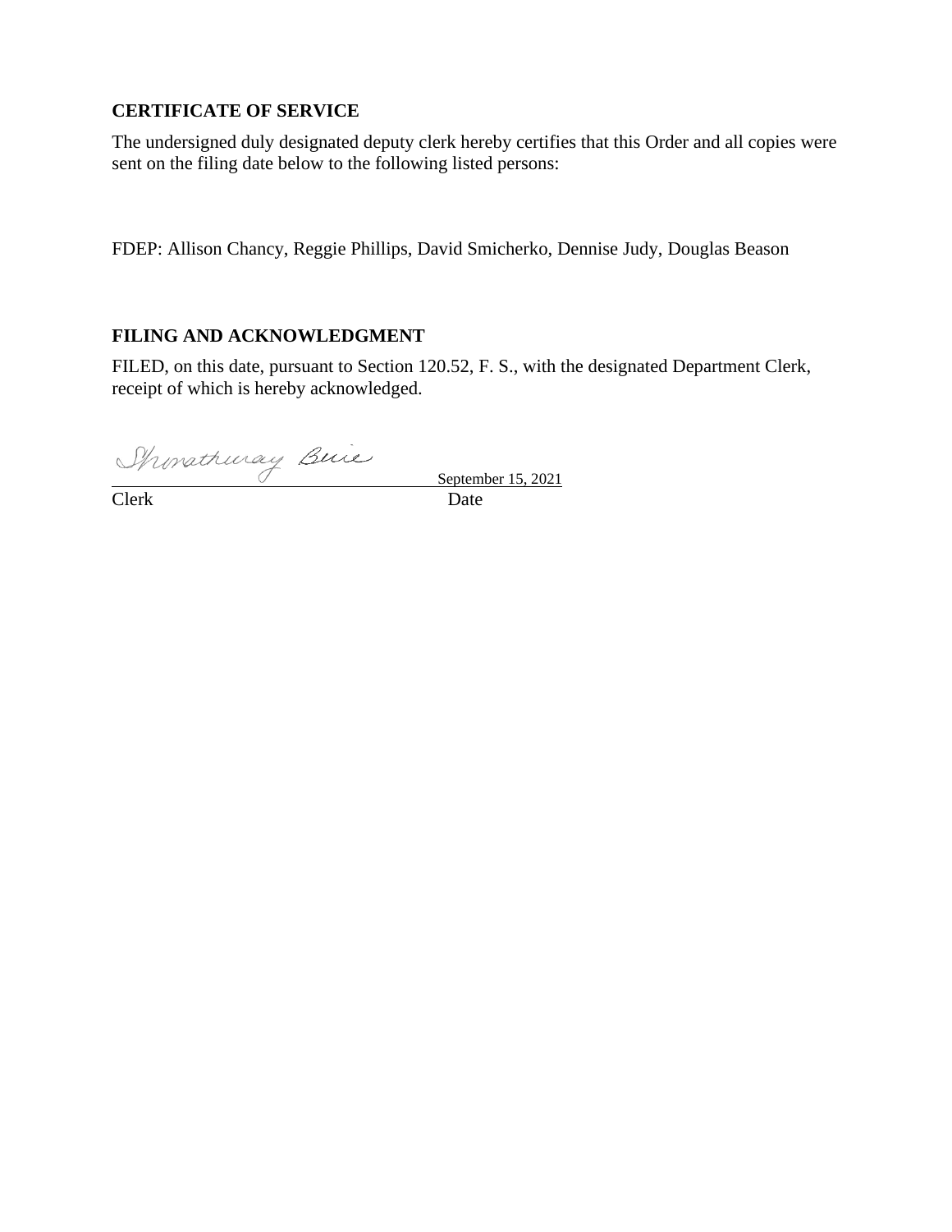**CERTIFICATE OF SERVICE**

The undersigned duly designated deputy clerk hereby certifies that this Order and all copies were sent on the filing date below to the following listed persons:

FDEP: Allison Chancy, Reggie Phillips, David Smicherko, Dennise Judy, Douglas Beason

**FILING AND ACKNOWLEDGMENT**

FILED, on this date, pursuant to Section 120.52, F. S., with the designated Department Clerk, receipt of which is hereby acknowledged.

Shonathuray Buie — September 15, 2021

Clerk — Date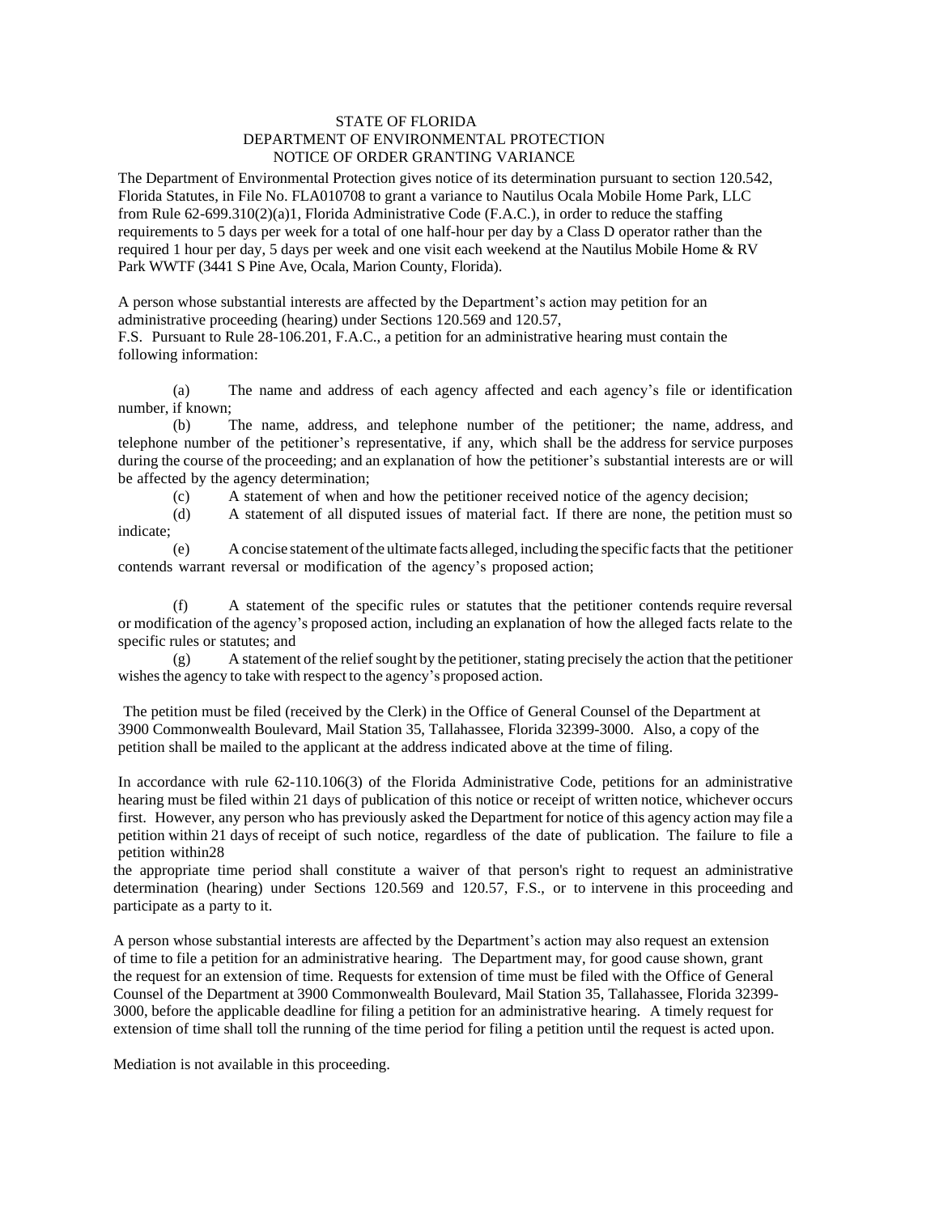STATE OF FLORIDA
DEPARTMENT OF ENVIRONMENTAL PROTECTION
NOTICE OF ORDER GRANTING VARIANCE

The Department of Environmental Protection gives notice of its determination pursuant to section 120.542, Florida Statutes, in File No. FLA010708 to grant a variance to Nautilus Ocala Mobile Home Park, LLC from Rule 62-699.310(2)(a)1, Florida Administrative Code (F.A.C.), in order to reduce the staffing requirements to 5 days per week for a total of one half-hour per day by a Class D operator rather than the required 1 hour per day, 5 days per week and one visit each weekend at the Nautilus Mobile Home & RV Park WWTF (3441 S Pine Ave, Ocala, Marion County, Florida).

A person whose substantial interests are affected by the Department's action may petition for an administrative proceeding (hearing) under Sections 120.569 and 120.57, F.S. Pursuant to Rule 28-106.201, F.A.C., a petition for an administrative hearing must contain the following information:

(a) The name and address of each agency affected and each agency's file or identification number, if known;

(b) The name, address, and telephone number of the petitioner; the name, address, and telephone number of the petitioner's representative, if any, which shall be the address for service purposes during the course of the proceeding; and an explanation of how the petitioner's substantial interests are or will be affected by the agency determination;

(c) A statement of when and how the petitioner received notice of the agency decision;

(d) A statement of all disputed issues of material fact. If there are none, the petition must so indicate;

(e) A concise statement of the ultimate facts alleged, including the specific facts that the petitioner contends warrant reversal or modification of the agency's proposed action;

(f) A statement of the specific rules or statutes that the petitioner contends require reversal or modification of the agency's proposed action, including an explanation of how the alleged facts relate to the specific rules or statutes; and

(g) A statement of the relief sought by the petitioner, stating precisely the action that the petitioner wishes the agency to take with respect to the agency's proposed action.

The petition must be filed (received by the Clerk) in the Office of General Counsel of the Department at 3900 Commonwealth Boulevard, Mail Station 35, Tallahassee, Florida 32399-3000. Also, a copy of the petition shall be mailed to the applicant at the address indicated above at the time of filing.

In accordance with rule 62-110.106(3) of the Florida Administrative Code, petitions for an administrative hearing must be filed within 21 days of publication of this notice or receipt of written notice, whichever occurs first. However, any person who has previously asked the Department for notice of this agency action may file a petition within 21 days of receipt of such notice, regardless of the date of publication. The failure to file a petition within28 the appropriate time period shall constitute a waiver of that person's right to request an administrative determination (hearing) under Sections 120.569 and 120.57, F.S., or to intervene in this proceeding and participate as a party to it.

A person whose substantial interests are affected by the Department's action may also request an extension of time to file a petition for an administrative hearing. The Department may, for good cause shown, grant the request for an extension of time. Requests for extension of time must be filed with the Office of General Counsel of the Department at 3900 Commonwealth Boulevard, Mail Station 35, Tallahassee, Florida 32399-3000, before the applicable deadline for filing a petition for an administrative hearing. A timely request for extension of time shall toll the running of the time period for filing a petition until the request is acted upon.

Mediation is not available in this proceeding.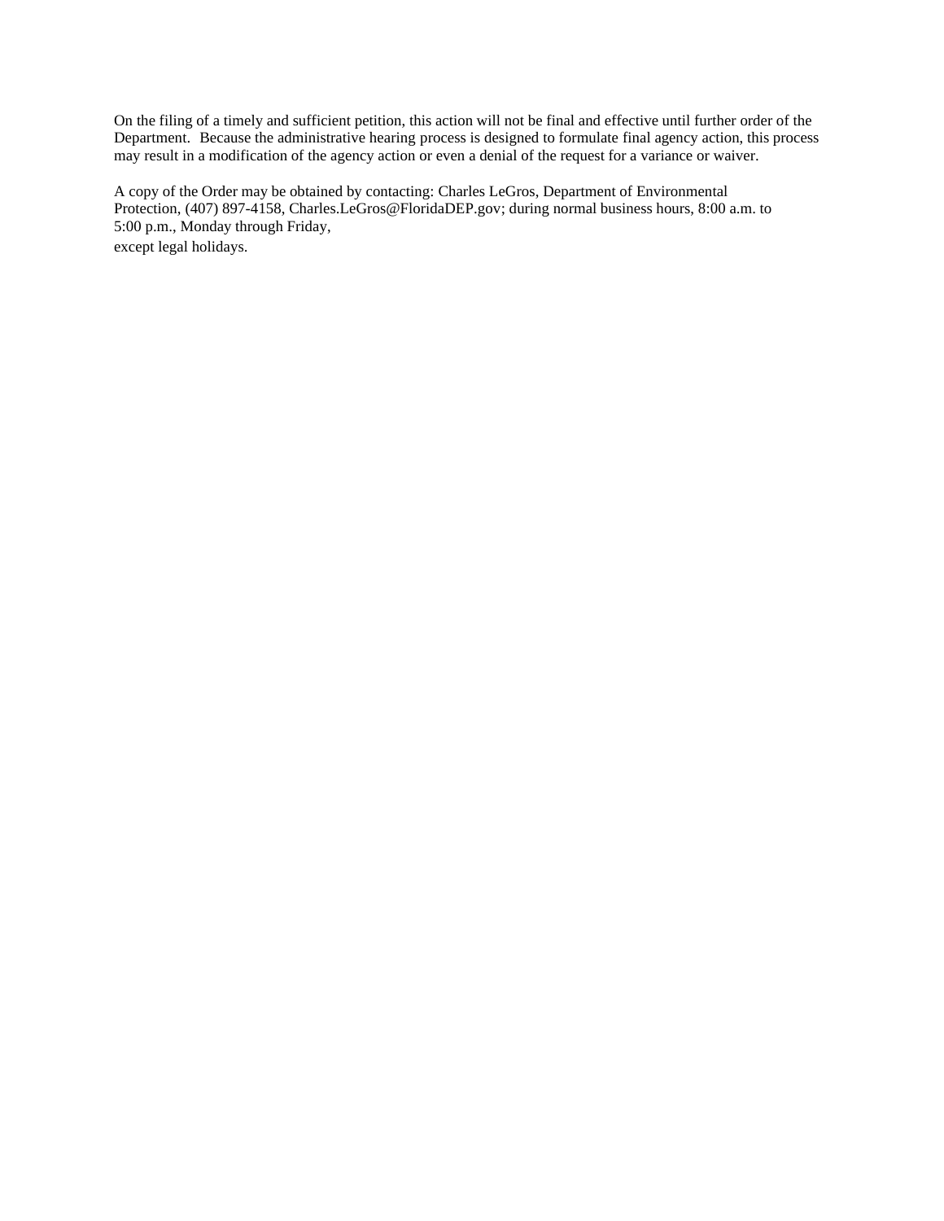On the filing of a timely and sufficient petition, this action will not be final and effective until further order of the Department. Because the administrative hearing process is designed to formulate final agency action, this process may result in a modification of the agency action or even a denial of the request for a variance or waiver.

A copy of the Order may be obtained by contacting: Charles LeGros, Department of Environmental Protection, (407) 897-4158, Charles.LeGros@FloridaDEP.gov; during normal business hours, 8:00 a.m. to 5:00 p.m., Monday through Friday, except legal holidays.